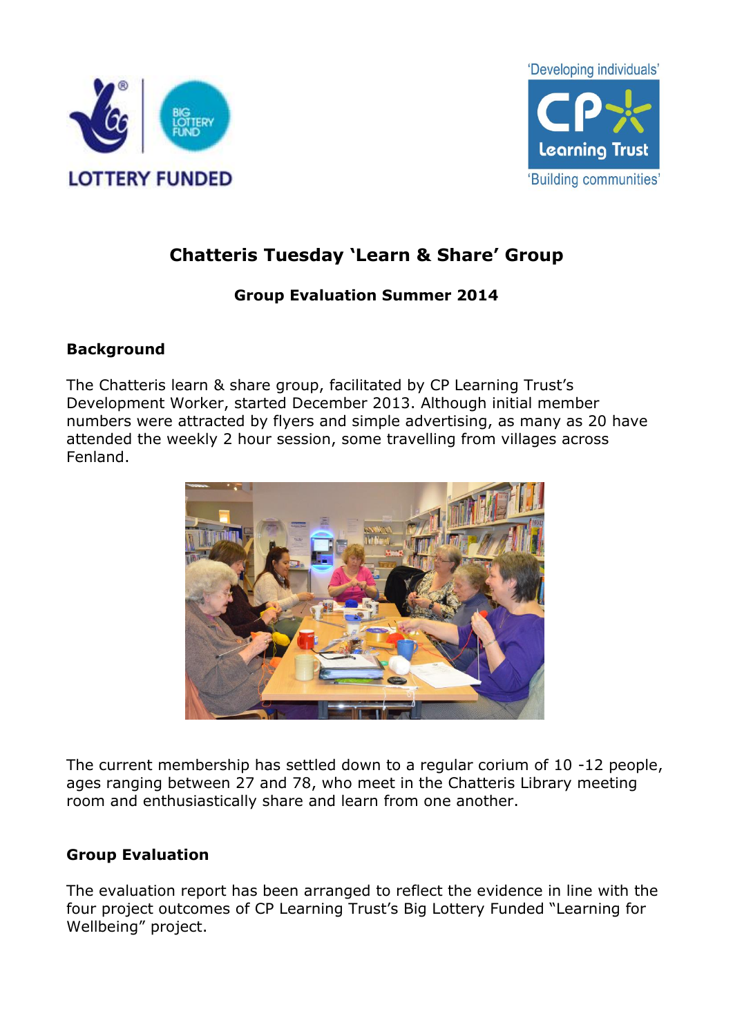# Chatteris Tuesday 'Learn & Share' Group

**Group Evaluation Summer 2014**

## Background

The Chatteris learn & share group, facilitated by CP Learning Trust's Development Worker, started December 2013. Although initial member numbers were attracted by flyers and simple advertising, as many as 20 have attended the weekly 2 hour session, some travelling from villages across Fenland.

The current membership has settled down to a regular corium of 10 -12 people, ages ranging between 27 and 78, who meet in the Chatteris Library meeting room and enthusiastically share and learn from one another.

## Group Evaluation

The evaluation report has been arranged to reflect the evidence in line with the four project outcomes of CP Learning Trust's Big Lottery Funded "Learning for Wellbeing" project.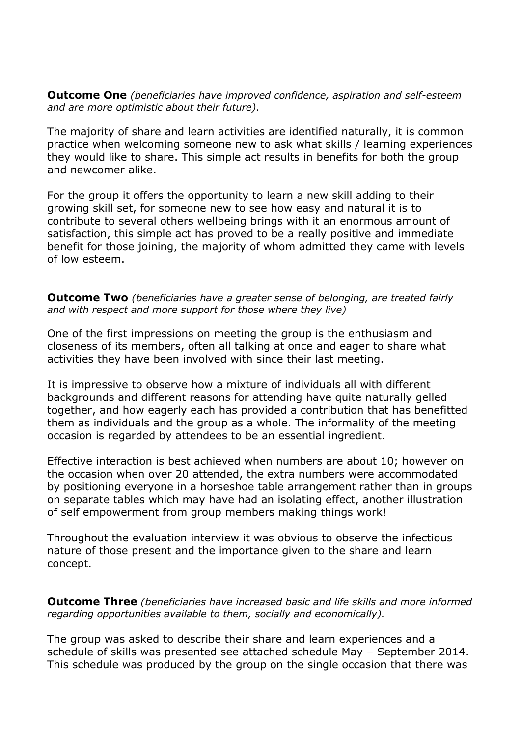**Outcome One** *(beneficiaries have improved confidence, aspiration and self-esteem and are more optimistic about their future).*

The majority of share and learn activities are identified naturally, it is common practice when welcoming someone new to ask what skills / learning experiences they would like to share. This simple act results in benefits for both the group and newcomer alike.

For the group it offers the opportunity to learn a new skill adding to their growing skill set, for someone new to see how easy and natural it is to contribute to several others wellbeing brings with it an enormous amount of satisfaction, this simple act has proved to be a really positive and immediate benefit for those joining, the majority of whom admitted they came with levels of low esteem.

**Outcome Two** *(beneficiaries have a greater sense of belonging, are treated fairly and with respect and more support for those where they live)*

One of the first impressions on meeting the group is the enthusiasm and closeness of its members, often all talking at once and eager to share what activities they have been involved with since their last meeting.

It is impressive to observe how a mixture of individuals all with different backgrounds and different reasons for attending have quite naturally gelled together, and how eagerly each has provided a contribution that has benefitted them as individuals and the group as a whole. The informality of the meeting occasion is regarded by attendees to be an essential ingredient.

Effective interaction is best achieved when numbers are about 10; however on the occasion when over 20 attended, the extra numbers were accommodated by positioning everyone in a horseshoe table arrangement rather than in groups on separate tables which may have had an isolating effect, another illustration of self empowerment from group members making things work!

Throughout the evaluation interview it was obvious to observe the infectious nature of those present and the importance given to the share and learn concept.

**Outcome Three** *(beneficiaries have increased basic and life skills and more informed regarding opportunities available to them, socially and economically).*

The group was asked to describe their share and learn experiences and a schedule of skills was presented see attached schedule May – September 2014. This schedule was produced by the group on the single occasion that there was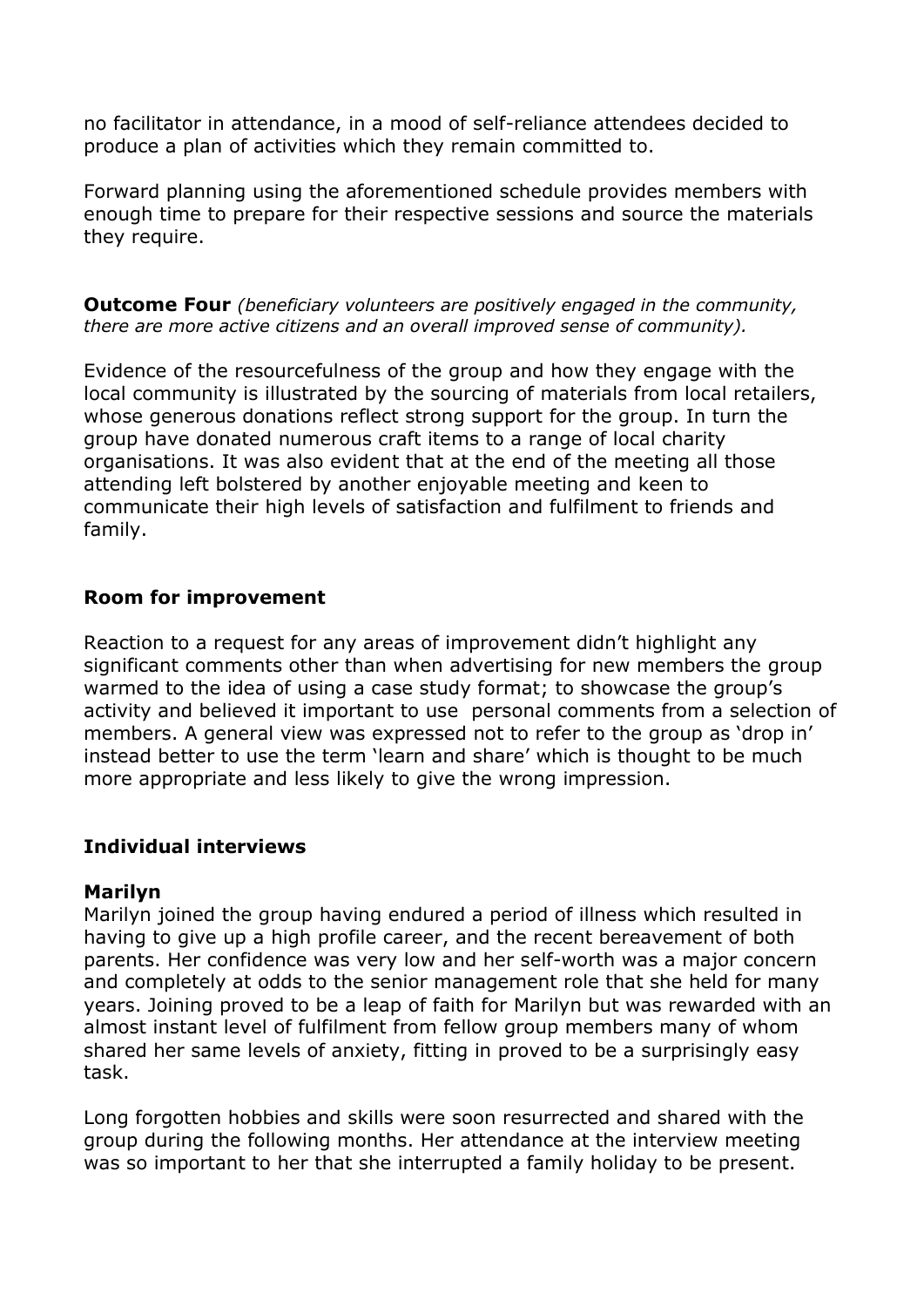no facilitator in attendance, in a mood of self-reliance attendees decided to produce a plan of activities which they remain committed to.

Forward planning using the aforementioned schedule provides members with enough time to prepare for their respective sessions and source the materials they require.

**Outcome Four** *(beneficiary volunteers are positively engaged in the community, there are more active citizens and an overall improved sense of community).*

Evidence of the resourcefulness of the group and how they engage with the local community is illustrated by the sourcing of materials from local retailers, whose generous donations reflect strong support for the group. In turn the group have donated numerous craft items to a range of local charity organisations. It was also evident that at the end of the meeting all those attending left bolstered by another enjoyable meeting and keen to communicate their high levels of satisfaction and fulfilment to friends and family.

## Room for improvement

Reaction to a request for any areas of improvement didn't highlight any significant comments other than when advertising for new members the group warmed to the idea of using a case study format; to showcase the group's activity and believed it important to use personal comments from a selection of members. A general view was expressed not to refer to the group as 'drop in' instead better to use the term 'learn and share' which is thought to be much more appropriate and less likely to give the wrong impression.

## Individual interviews

### Marilyn

Marilyn joined the group having endured a period of illness which resulted in having to give up a high profile career, and the recent bereavement of both parents. Her confidence was very low and her self-worth was a major concern and completely at odds to the senior management role that she held for many years. Joining proved to be a leap of faith for Marilyn but was rewarded with an almost instant level of fulfilment from fellow group members many of whom shared her same levels of anxiety, fitting in proved to be a surprisingly easy task.

Long forgotten hobbies and skills were soon resurrected and shared with the group during the following months. Her attendance at the interview meeting was so important to her that she interrupted a family holiday to be present.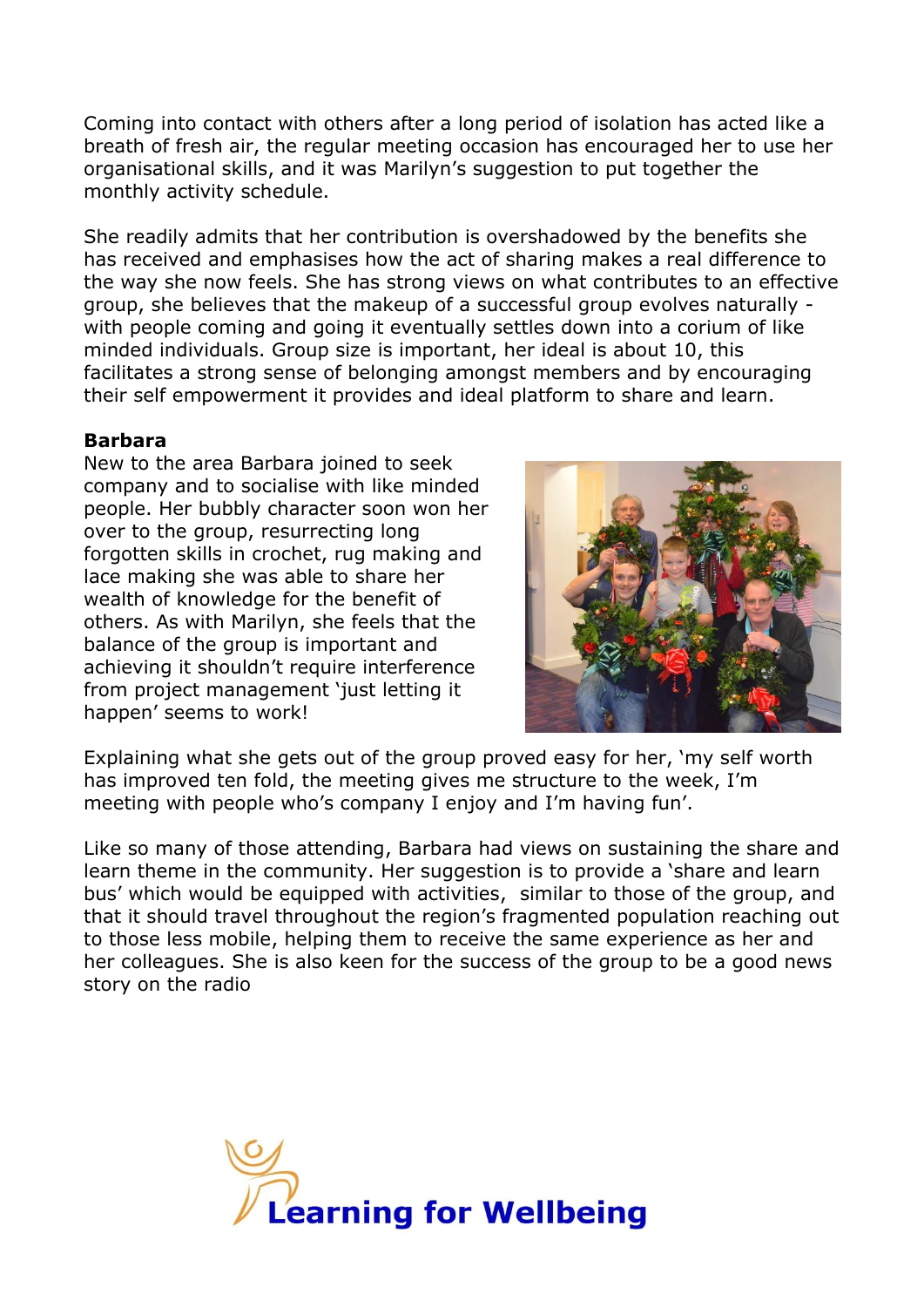Coming into contact with others after a long period of isolation has acted like a breath of fresh air, the regular meeting occasion has encouraged her to use her organisational skills, and it was Marilyn's suggestion to put together the monthly activity schedule.

She readily admits that her contribution is overshadowed by the benefits she has received and emphasises how the act of sharing makes a real difference to the way she now feels. She has strong views on what contributes to an effective group, she believes that the makeup of a successful group evolves naturally - with people coming and going it eventually settles down into a corium of like minded individuals. Group size is important, her ideal is about 10, this facilitates a strong sense of belonging amongst members and by encouraging their self empowerment it provides and ideal platform to share and learn.

**Barbara**

New to the area Barbara joined to seek company and to socialise with like minded people. Her bubbly character soon won her over to the group, resurrecting long forgotten skills in crochet, rug making and lace making she was able to share her wealth of knowledge for the benefit of others. As with Marilyn, she feels that the balance of the group is important and achieving it shouldn't require interference from project management 'just letting it happen' seems to work!

Explaining what she gets out of the group proved easy for her, 'my self worth has improved ten fold, the meeting gives me structure to the week, I'm meeting with people who's company I enjoy and I'm having fun'.

Like so many of those attending, Barbara had views on sustaining the share and learn theme in the community. Her suggestion is to provide a 'share and learn bus' which would be equipped with activities, similar to those of the group, and that it should travel throughout the region's fragmented population reaching out to those less mobile, helping them to receive the same experience as her and her colleagues. She is also keen for the success of the group to be a good news story on the radio

Learning for Wellbeing